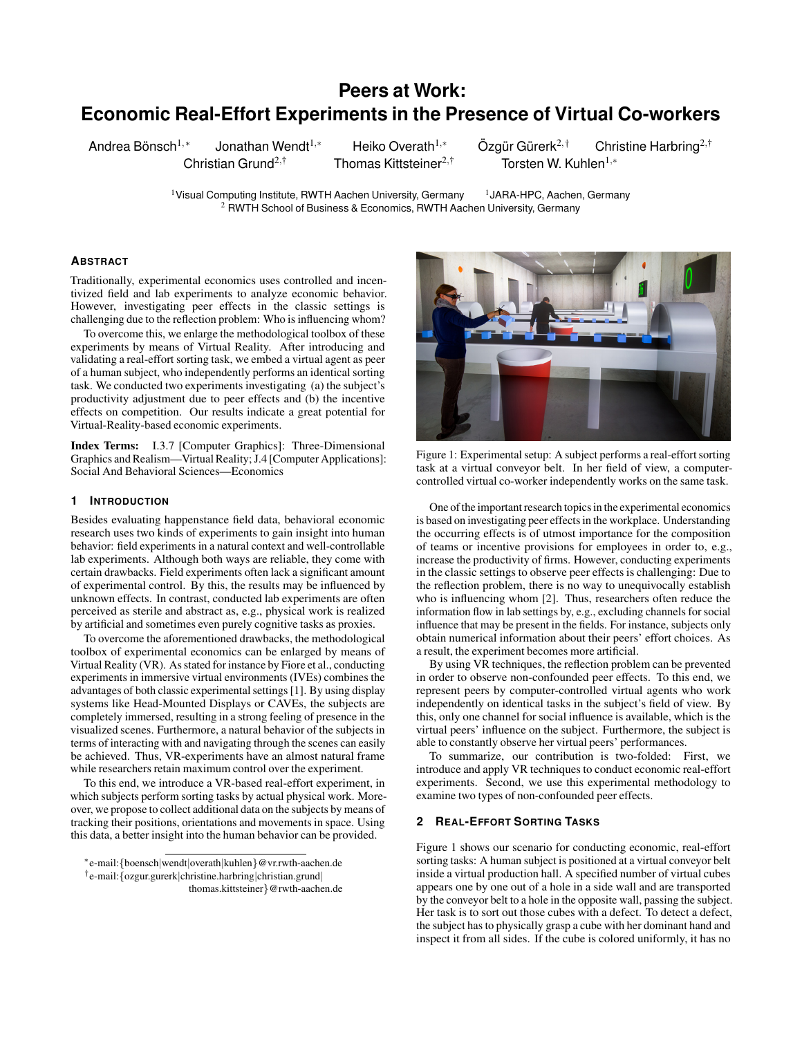# Peers at Work: Economic Real-Effort Experiments in the Presence of Virtual Co-workers

Andrea Bönsch[1,*] Jonathan Wendt[1,*] Heiko Overath[1,*] Özgür Gürerk[2,†] Christine Harbring[2,†] Christian Grund[2,†] Thomas Kittsteiner[2,†] Torsten W. Kuhlen[1,*]

[1]Visual Computing Institute, RWTH Aachen University, Germany [1]JARA-HPC, Aachen, Germany
[2] RWTH School of Business & Economics, RWTH Aachen University, Germany

## Abstract

Traditionally, experimental economics uses controlled and incentivized field and lab experiments to analyze economic behavior. However, investigating peer effects in the classic settings is challenging due to the reflection problem: Who is influencing whom?

To overcome this, we enlarge the methodological toolbox of these experiments by means of Virtual Reality. After introducing and validating a real-effort sorting task, we embed a virtual agent as peer of a human subject, who independently performs an identical sorting task. We conducted two experiments investigating (a) the subject's productivity adjustment due to peer effects and (b) the incentive effects on competition. Our results indicate a great potential for Virtual-Reality-based economic experiments.

**Index Terms:** I.3.7 [Computer Graphics]: Three-Dimensional Graphics and Realism—Virtual Reality; J.4 [Computer Applications]: Social And Behavioral Sciences—Economics

## 1 Introduction

Besides evaluating happenstance field data, behavioral economic research uses two kinds of experiments to gain insight into human behavior: field experiments in a natural context and well-controllable lab experiments. Although both ways are reliable, they come with certain drawbacks. Field experiments often lack a significant amount of experimental control. By this, the results may be influenced by unknown effects. In contrast, conducted lab experiments are often perceived as sterile and abstract as, e.g., physical work is realized by artificial and sometimes even purely cognitive tasks as proxies.

To overcome the aforementioned drawbacks, the methodological toolbox of experimental economics can be enlarged by means of Virtual Reality (VR). As stated for instance by Fiore et al., conducting experiments in immersive virtual environments (IVEs) combines the advantages of both classic experimental settings [1]. By using display systems like Head-Mounted Displays or CAVEs, the subjects are completely immersed, resulting in a strong feeling of presence in the visualized scenes. Furthermore, a natural behavior of the subjects in terms of interacting with and navigating through the scenes can easily be achieved. Thus, VR-experiments have an almost natural frame while researchers retain maximum control over the experiment.

To this end, we introduce a VR-based real-effort experiment, in which subjects perform sorting tasks by actual physical work. Moreover, we propose to collect additional data on the subjects by means of tracking their positions, orientations and movements in space. Using this data, a better insight into the human behavior can be provided.

*e-mail:{boensch|wendt|overath|kuhlen}@vr.rwth-aachen.de
†e-mail:{ozgur.gurerk|christine.harbring|christian.grund|thomas.kittsteiner}@rwth-aachen.de

Figure 1: Experimental setup: A subject performs a real-effort sorting task at a virtual conveyor belt. In her field of view, a computer-controlled virtual co-worker independently works on the same task.

One of the important research topics in the experimental economics is based on investigating peer effects in the workplace. Understanding the occurring effects is of utmost importance for the composition of teams or incentive provisions for employees in order to, e.g., increase the productivity of firms. However, conducting experiments in the classic settings to observe peer effects is challenging: Due to the reflection problem, there is no way to unequivocally establish who is influencing whom [2]. Thus, researchers often reduce the information flow in lab settings by, e.g., excluding channels for social influence that may be present in the fields. For instance, subjects only obtain numerical information about their peers' effort choices. As a result, the experiment becomes more artificial.

By using VR techniques, the reflection problem can be prevented in order to observe non-confounded peer effects. To this end, we represent peers by computer-controlled virtual agents who work independently on identical tasks in the subject's field of view. By this, only one channel for social influence is available, which is the virtual peers' influence on the subject. Furthermore, the subject is able to constantly observe her virtual peers' performances.

To summarize, our contribution is two-folded: First, we introduce and apply VR techniques to conduct economic real-effort experiments. Second, we use this experimental methodology to examine two types of non-confounded peer effects.

## 2 Real-Effort Sorting Tasks

Figure 1 shows our scenario for conducting economic, real-effort sorting tasks: A human subject is positioned at a virtual conveyor belt inside a virtual production hall. A specified number of virtual cubes appears one by one out of a hole in a side wall and are transported by the conveyor belt to a hole in the opposite wall, passing the subject. Her task is to sort out those cubes with a defect. To detect a defect, the subject has to physically grasp a cube with her dominant hand and inspect it from all sides. If the cube is colored uniformly, it has no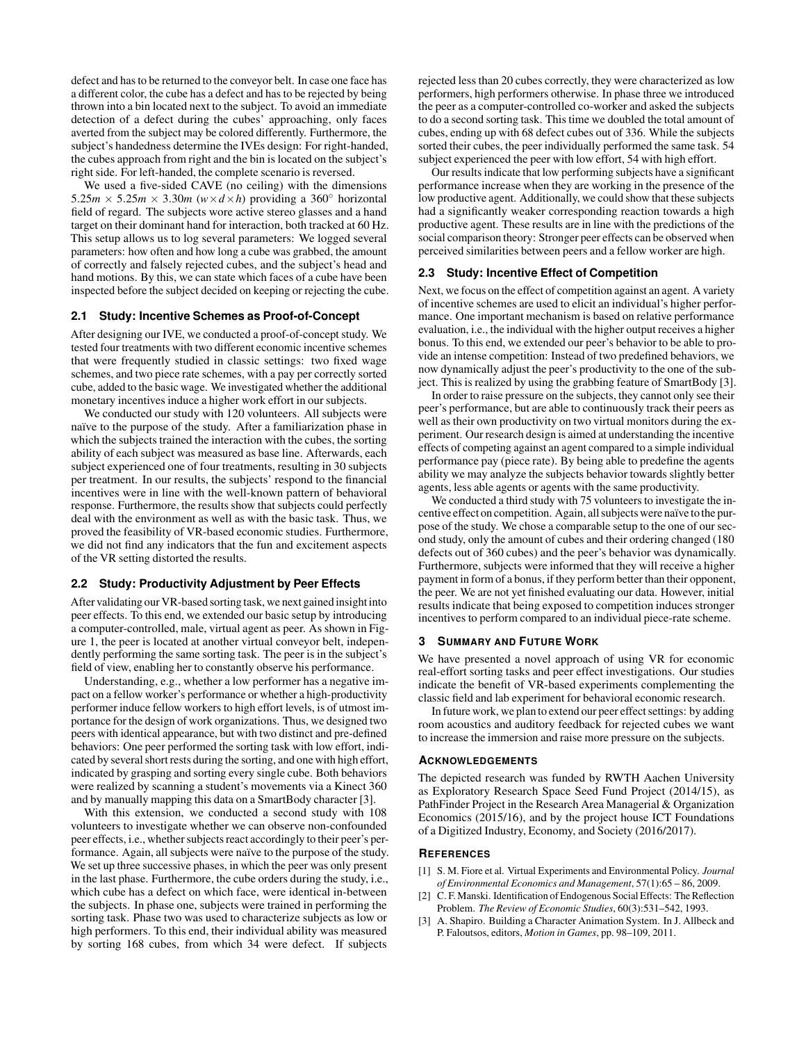defect and has to be returned to the conveyor belt. In case one face has a different color, the cube has a defect and has to be rejected by being thrown into a bin located next to the subject. To avoid an immediate detection of a defect during the cubes' approaching, only faces averted from the subject may be colored differently. Furthermore, the subject's handedness determine the IVEs design: For right-handed, the cubes approach from right and the bin is located on the subject's right side. For left-handed, the complete scenario is reversed.

We used a five-sided CAVE (no ceiling) with the dimensions $5.25m \times 5.25m \times 3.30m$ ($w \times d \times h$) providing a $360^\circ$ horizontal field of regard. The subjects wore active stereo glasses and a hand target on their dominant hand for interaction, both tracked at 60 Hz. This setup allows us to log several parameters: We logged several parameters: how often and how long a cube was grabbed, the amount of correctly and falsely rejected cubes, and the subject's head and hand motions. By this, we can state which faces of a cube have been inspected before the subject decided on keeping or rejecting the cube.

### 2.1 Study: Incentive Schemes as Proof-of-Concept

After designing our IVE, we conducted a proof-of-concept study. We tested four treatments with two different economic incentive schemes that were frequently studied in classic settings: two fixed wage schemes, and two piece rate schemes, with a pay per correctly sorted cube, added to the basic wage. We investigated whether the additional monetary incentives induce a higher work effort in our subjects.

We conducted our study with 120 volunteers. All subjects were naïve to the purpose of the study. After a familiarization phase in which the subjects trained the interaction with the cubes, the sorting ability of each subject was measured as base line. Afterwards, each subject experienced one of four treatments, resulting in 30 subjects per treatment. In our results, the subjects' respond to the financial incentives were in line with the well-known pattern of behavioral response. Furthermore, the results show that subjects could perfectly deal with the environment as well as with the basic task. Thus, we proved the feasibility of VR-based economic studies. Furthermore, we did not find any indicators that the fun and excitement aspects of the VR setting distorted the results.

### 2.2 Study: Productivity Adjustment by Peer Effects

After validating our VR-based sorting task, we next gained insight into peer effects. To this end, we extended our basic setup by introducing a computer-controlled, male, virtual agent as peer. As shown in Figure 1, the peer is located at another virtual conveyor belt, independently performing the same sorting task. The peer is in the subject's field of view, enabling her to constantly observe his performance.

Understanding, e.g., whether a low performer has a negative impact on a fellow worker's performance or whether a high-productivity performer induce fellow workers to high effort levels, is of utmost importance for the design of work organizations. Thus, we designed two peers with identical appearance, but with two distinct and pre-defined behaviors: One peer performed the sorting task with low effort, indicated by several short rests during the sorting, and one with high effort, indicated by grasping and sorting every single cube. Both behaviors were realized by scanning a student's movements via a Kinect 360 and by manually mapping this data on a SmartBody character [3].

With this extension, we conducted a second study with 108 volunteers to investigate whether we can observe non-confounded peer effects, i.e., whether subjects react accordingly to their peer's performance. Again, all subjects were naïve to the purpose of the study. We set up three successive phases, in which the peer was only present in the last phase. Furthermore, the cube orders during the study, i.e., which cube has a defect on which face, were identical in-between the subjects. In phase one, subjects were trained in performing the sorting task. Phase two was used to characterize subjects as low or high performers. To this end, their individual ability was measured by sorting 168 cubes, from which 34 were defect. If subjects rejected less than 20 cubes correctly, they were characterized as low performers, high performers otherwise. In phase three we introduced the peer as a computer-controlled co-worker and asked the subjects to do a second sorting task. This time we doubled the total amount of cubes, ending up with 68 defect cubes out of 336. While the subjects sorted their cubes, the peer individually performed the same task. 54 subject experienced the peer with low effort, 54 with high effort.

Our results indicate that low performing subjects have a significant performance increase when they are working in the presence of the low productive agent. Additionally, we could show that these subjects had a significantly weaker corresponding reaction towards a high productive agent. These results are in line with the predictions of the social comparison theory: Stronger peer effects can be observed when perceived similarities between peers and a fellow worker are high.

### 2.3 Study: Incentive Effect of Competition

Next, we focus on the effect of competition against an agent. A variety of incentive schemes are used to elicit an individual's higher performance. One important mechanism is based on relative performance evaluation, i.e., the individual with the higher output receives a higher bonus. To this end, we extended our peer's behavior to be able to provide an intense competition: Instead of two predefined behaviors, we now dynamically adjust the peer's productivity to the one of the subject. This is realized by using the grabbing feature of SmartBody [3].

In order to raise pressure on the subjects, they cannot only see their peer's performance, but are able to continuously track their peers as well as their own productivity on two virtual monitors during the experiment. Our research design is aimed at understanding the incentive effects of competing against an agent compared to a simple individual performance pay (piece rate). By being able to predefine the agents ability we may analyze the subjects behavior towards slightly better agents, less able agents or agents with the same productivity.

We conducted a third study with 75 volunteers to investigate the incentive effect on competition. Again, all subjects were naïve to the purpose of the study. We chose a comparable setup to the one of our second study, only the amount of cubes and their ordering changed (180 defects out of 360 cubes) and the peer's behavior was dynamically. Furthermore, subjects were informed that they will receive a higher payment in form of a bonus, if they perform better than their opponent, the peer. We are not yet finished evaluating our data. However, initial results indicate that being exposed to competition induces stronger incentives to perform compared to an individual piece-rate scheme.

## 3 Summary and Future Work

We have presented a novel approach of using VR for economic real-effort sorting tasks and peer effect investigations. Our studies indicate the benefit of VR-based experiments complementing the classic field and lab experiment for behavioral economic research.

In future work, we plan to extend our peer effect settings: by adding room acoustics and auditory feedback for rejected cubes we want to increase the immersion and raise more pressure on the subjects.

## Acknowledgements

The depicted research was funded by RWTH Aachen University as Exploratory Research Space Seed Fund Project (2014/15), as PathFinder Project in the Research Area Managerial & Organization Economics (2015/16), and by the project house ICT Foundations of a Digitized Industry, Economy, and Society (2016/2017).

## References

[1] S. M. Fiore et al. Virtual Experiments and Environmental Policy. *Journal of Environmental Economics and Management*, 57(1):65 – 86, 2009.

[2] C. F. Manski. Identification of Endogenous Social Effects: The Reflection Problem. *The Review of Economic Studies*, 60(3):531–542, 1993.

[3] A. Shapiro. Building a Character Animation System. In J. Allbeck and P. Faloutsos, editors, *Motion in Games*, pp. 98–109, 2011.